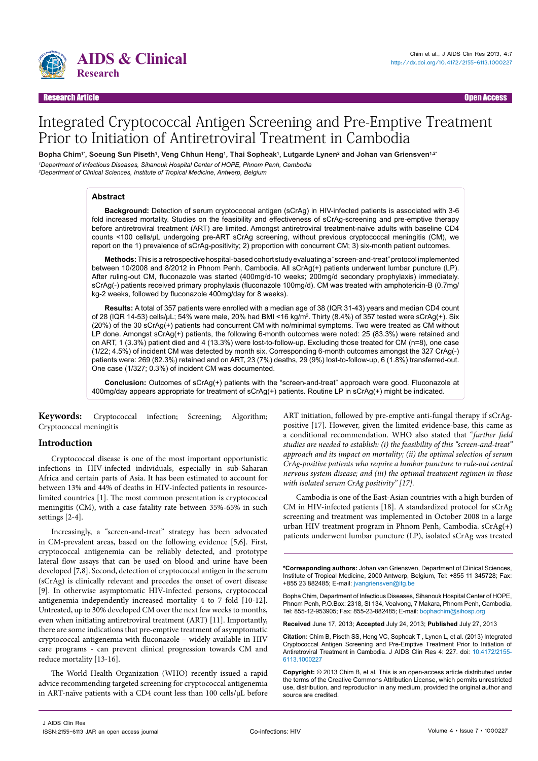Research Article | Open Access

# Integrated Cryptococcal Antigen Screening and Pre-Emptive Treatment Prior to Initiation of Antiretroviral Treatment in Cambodia

**Bopha Chim[1*], Soeung Sun Piseth[1], Veng Chhun Heng[1], Thai Sopheak[1], Lutgarde Lynen[2] and Johan van Griensven[1,2*]**

*[1]Department of Infectious Diseases, Sihanouk Hospital Center of HOPE, Phnom Penh, Cambodia*
*[2]Department of Clinical Sciences, Institute of Tropical Medicine, Antwerp, Belgium*

## Abstract

**Background:** Detection of serum cryptococcal antigen (sCrAg) in HIV-infected patients is associated with 3-6 fold increased mortality. Studies on the feasibility and effectiveness of sCrAg-screening and pre-emptive therapy before antiretroviral treatment (ART) are limited. Amongst antiretroviral treatment-naïve adults with baseline CD4 counts <100 cells/µL undergoing pre-ART sCrAg screening, without previous cryptococcal meningitis (CM), we report on the 1) prevalence of sCrAg-positivity; 2) proportion with concurrent CM; 3) six-month patient outcomes.

**Methods:** This is a retrospective hospital-based cohort study evaluating a "screen-and-treat" protocol implemented between 10/2008 and 8/2012 in Phnom Penh, Cambodia. All sCrAg(+) patients underwent lumbar puncture (LP). After ruling-out CM, fluconazole was started (400mg/d-10 weeks; 200mg/d secondary prophylaxis) immediately. sCrAg(-) patients received primary prophylaxis (fluconazole 100mg/d). CM was treated with amphotericin-B (0.7mg/kg-2 weeks, followed by fluconazole 400mg/day for 8 weeks).

**Results:** A total of 357 patients were enrolled with a median age of 38 (IQR 31-43) years and median CD4 count of 28 (IQR 14-53) cells/µL; 54% were male, 20% had BMI <16 kg/m$^2$. Thirty (8.4%) of 357 tested were sCrAg(+). Six (20%) of the 30 sCrAg(+) patients had concurrent CM with no/minimal symptoms. Two were treated as CM without LP done. Amongst sCrAg(+) patients, the following 6-month outcomes were noted: 25 (83.3%) were retained and on ART, 1 (3.3%) patient died and 4 (13.3%) were lost-to-follow-up. Excluding those treated for CM (n=8), one case (1/22; 4.5%) of incident CM was detected by month six. Corresponding 6-month outcomes amongst the 327 CrAg(-) patients were: 269 (82.3%) retained and on ART, 23 (7%) deaths, 29 (9%) lost-to-follow-up, 6 (1.8%) transferred-out. One case (1/327; 0.3%) of incident CM was documented.

**Conclusion:** Outcomes of sCrAg(+) patients with the "screen-and-treat" approach were good. Fluconazole at 400mg/day appears appropriate for treatment of sCrAg(+) patients. Routine LP in sCrAg(+) might be indicated.

**Keywords:** Cryptococcal infection; Screening; Algorithm; Cryptococcal meningitis

## Introduction

Cryptococcal disease is one of the most important opportunistic infections in HIV-infected individuals, especially in sub-Saharan Africa and certain parts of Asia. It has been estimated to account for between 13% and 44% of deaths in HIV-infected patients in resource-limited countries [1]. The most common presentation is cryptococcal meningitis (CM), with a case fatality rate between 35%-65% in such settings [2-4].

Increasingly, a "screen-and-treat" strategy has been advocated in CM-prevalent areas, based on the following evidence [5,6]. First, cryptococcal antigenemia can be reliably detected, and prototype lateral flow assays that can be used on blood and urine have been developed [7,8]. Second, detection of cryptococcal antigen in the serum (sCrAg) is clinically relevant and precedes the onset of overt disease [9]. In otherwise asymptomatic HIV-infected persons, cryptococcal antigenemia independently increased mortality 4 to 7 fold [10-12]. Untreated, up to 30% developed CM over the next few weeks to months, even when initiating antiretroviral treatment (ART) [11]. Importantly, there are some indications that pre-emptive treatment of asymptomatic cryptococcal antigenemia with fluconazole – widely available in HIV care programs - can prevent clinical progression towards CM and reduce mortality [13-16].

The World Health Organization (WHO) recently issued a rapid advice recommending targeted screening for cryptococcal antigenemia in ART-naïve patients with a CD4 count less than 100 cells/µL before ART initiation, followed by pre-emptive anti-fungal therapy if sCrAg-positive [17]. However, given the limited evidence-base, this came as a conditional recommendation. WHO also stated that "*further field studies are needed to establish: (i) the feasibility of this "screen-and-treat" approach and its impact on mortality; (ii) the optimal selection of serum CrAg-positive patients who require a lumbar puncture to rule-out central nervous system disease; and (iii) the optimal treatment regimen in those with isolated serum CrAg positivity*" [17].

Cambodia is one of the East-Asian countries with a high burden of CM in HIV-infected patients [18]. A standardized protocol for sCrAg screening and treatment was implemented in October 2008 in a large urban HIV treatment program in Phnom Penh, Cambodia. sCrAg(+) patients underwent lumbar puncture (LP), isolated sCrAg was treated

---

**\*Corresponding authors:** Johan van Griensven, Department of Clinical Sciences, Institute of Tropical Medicine, 2000 Antwerp, Belgium, Tel: +855 11 345728; Fax: +855 23 882485; E-mail: jvangriensven@itg.be

Bopha Chim, Department of Infectious Diseases, Sihanouk Hospital Center of HOPE, Phnom Penh, P.O.Box: 2318, St 134, Vealvong, 7 Makara, Phnom Penh, Cambodia, Tel: 855-12-953905; Fax: 855-23-882485; E-mail: bophachim@sihosp.org

**Received** June 17, 2013; **Accepted** July 24, 2013; **Published** July 27, 2013

**Citation:** Chim B, Piseth SS, Heng VC, Sopheak T , Lynen L, et al. (2013) Integrated Cryptococcal Antigen Screening and Pre-Emptive Treatment Prior to Initiation of Antiretroviral Treatment in Cambodia. J AIDS Clin Res 4: 227. doi: 10.4172/2155-6113.1000227

**Copyright:** © 2013 Chim B, et al. This is an open-access article distributed under the terms of the Creative Commons Attribution License, which permits unrestricted use, distribution, and reproduction in any medium, provided the original author and source are credited.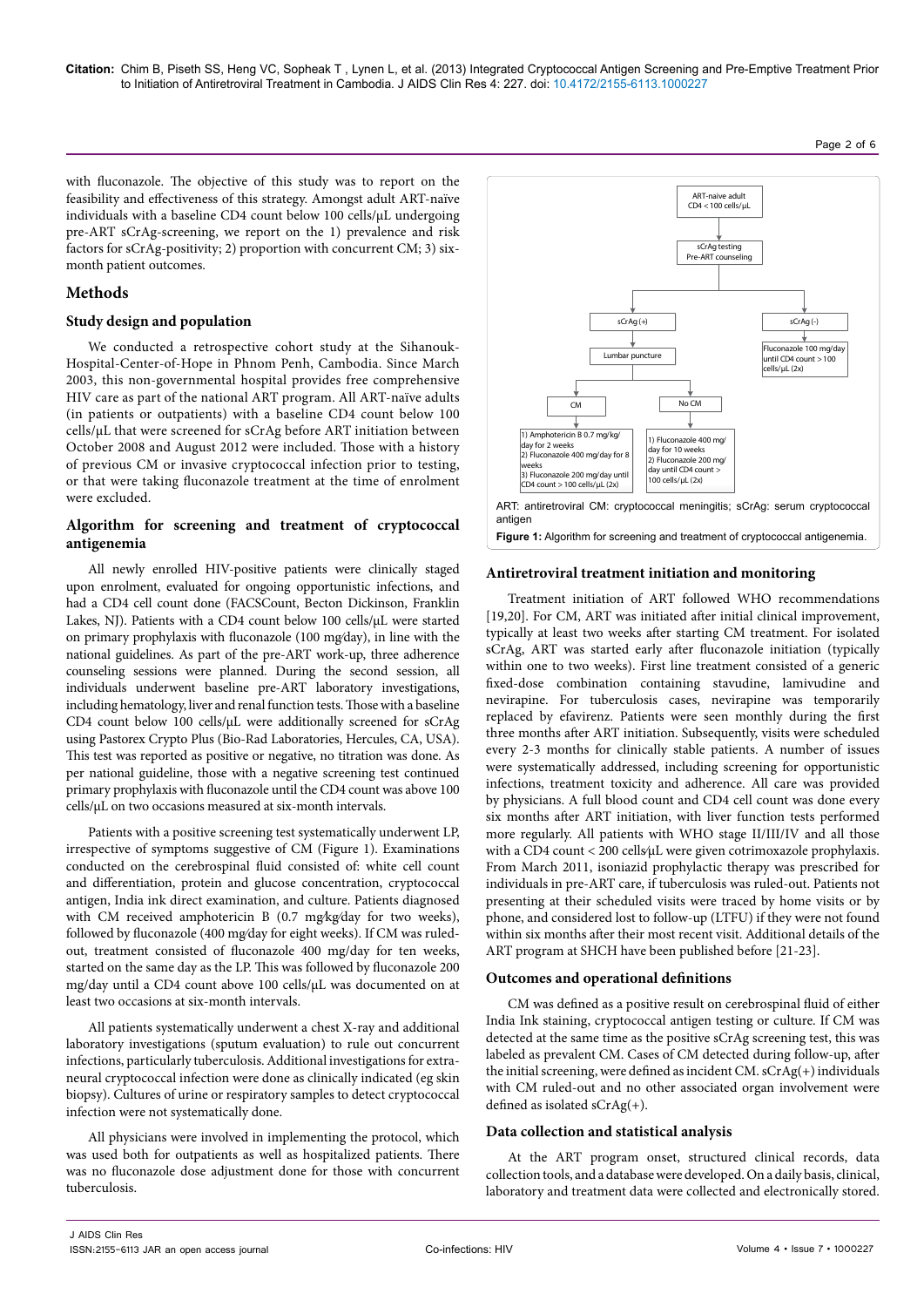with fluconazole. The objective of this study was to report on the feasibility and effectiveness of this strategy. Amongst all ART-naïve individuals with a baseline CD4 count below 100 cells/µL undergoing pre-ART sCrAg-screening, we report on the 1) prevalence and risk factors for sCrAg-positivity; 2) proportion with concurrent CM; 3) six-month patient outcomes.

## Methods

### Study design and population

We conducted a retrospective cohort study at the Sihanouk-Hospital-Center-of-Hope in Phnom Penh, Cambodia. Since March 2003, this non-governmental hospital provides free comprehensive HIV care as part of the national ART program. All ART-naïve adults (in patients or outpatients) with a baseline CD4 count below 100 cells/µL that were screened for sCrAg before ART initiation between October 2008 and August 2012 were included. Those with a history of previous CM or invasive cryptococcal infection prior to testing, or that were taking fluconazole treatment at the time of enrolment were excluded.

### Algorithm for screening and treatment of cryptococcal antigenemia

All newly enrolled HIV-positive patients were clinically staged upon enrolment, evaluated for ongoing opportunistic infections, and had a CD4 cell count done (FACSCount, Becton Dickinson, Franklin Lakes, NJ). Patients with a CD4 count below 100 cells/µL were started on primary prophylaxis with fluconazole (100 mg/day), in line with the national guidelines. As part of the pre-ART work-up, three adherence counseling sessions were planned. During the second session, all individuals underwent baseline pre-ART laboratory investigations, including hematology, liver and renal function tests. Those with a baseline CD4 count below 100 cells/µL were additionally screened for sCrAg using Pastorex Crypto Plus (Bio-Rad Laboratories, Hercules, CA, USA). This test was reported as positive or negative, no titration was done. As per national guideline, those with a negative screening test continued primary prophylaxis with fluconazole until the CD4 count was above 100 cells/µL on two occasions measured at six-month intervals.

Patients with a positive screening test systematically underwent LP, irrespective of symptoms suggestive of CM (Figure 1). Examinations conducted on the cerebrospinal fluid consisted of: white cell count and differentiation, protein and glucose concentration, cryptococcal antigen, India ink direct examination, and culture. Patients diagnosed with CM received amphotericin B (0.7 mg/kg/day for two weeks), followed by fluconazole (400 mg/day for eight weeks). If CM was ruled-out, treatment consisted of fluconazole 400 mg/day for ten weeks, started on the same day as the LP. This was followed by fluconazole 200 mg/day until a CD4 count above 100 cells/µL was documented on at least two occasions at six-month intervals.

All patients systematically underwent a chest X-ray and additional laboratory investigations (sputum evaluation) to rule out concurrent infections, particularly tuberculosis. Additional investigations for extra-neural cryptococcal infection were done as clinically indicated (eg skin biopsy). Cultures of urine or respiratory samples to detect cryptococcal infection were not systematically done.

All physicians were involved in implementing the protocol, which was used both for outpatients as well as hospitalized patients. There was no fluconazole dose adjustment done for those with concurrent tuberculosis.

ART-naïve adult CD4 < 100 cells/µL → sCrAg testing, Pre-ART counseling → sCrAg (+) → Lumbar puncture → CM: 1) Amphotericin B 0.7 mg/kg/day for 2 weeks; 2) Fluconazole 400 mg/day for 8 weeks; 3) Fluconazole 200 mg/day until CD4 count > 100 cells/µL (2x). No CM: 1) Fluconazole 400 mg/day for 10 weeks; 2) Fluconazole 200 mg/day until CD4 count > 100 cells/µL (2x). sCrAg (-) → Fluconazole 100 mg/day until CD4 count > 100 cells/µL (2x).

ART: antiretroviral CM: cryptococcal meningitis; sCrAg: serum cryptococcal antigen

**Figure 1:** Algorithm for screening and treatment of cryptococcal antigenemia.

### Antiretroviral treatment initiation and monitoring

Treatment initiation of ART followed WHO recommendations [19,20]. For CM, ART was initiated after initial clinical improvement, typically at least two weeks after starting CM treatment. For isolated sCrAg, ART was started early after fluconazole initiation (typically within one to two weeks). First line treatment consisted of a generic fixed-dose combination containing stavudine, lamivudine and nevirapine. For tuberculosis cases, nevirapine was temporarily replaced by efavirenz. Patients were seen monthly during the first three months after ART initiation. Subsequently, visits were scheduled every 2-3 months for clinically stable patients. A number of issues were systematically addressed, including screening for opportunistic infections, treatment toxicity and adherence. All care was provided by physicians. A full blood count and CD4 cell count was done every six months after ART initiation, with liver function tests performed more regularly. All patients with WHO stage II/III/IV and all those with a CD4 count < 200 cells/µL were given cotrimoxazole prophylaxis. From March 2011, isoniazid prophylactic therapy was prescribed for individuals in pre-ART care, if tuberculosis was ruled-out. Patients not presenting at their scheduled visits were traced by home visits or by phone, and considered lost to follow-up (LTFU) if they were not found within six months after their most recent visit. Additional details of the ART program at SHCH have been published before [21-23].

### Outcomes and operational definitions

CM was defined as a positive result on cerebrospinal fluid of either India Ink staining, cryptococcal antigen testing or culture. If CM was detected at the same time as the positive sCrAg screening test, this was labeled as prevalent CM. Cases of CM detected during follow-up, after the initial screening, were defined as incident CM. sCrAg(+) individuals with CM ruled-out and no other associated organ involvement were defined as isolated sCrAg(+).

### Data collection and statistical analysis

At the ART program onset, structured clinical records, data collection tools, and a database were developed. On a daily basis, clinical, laboratory and treatment data were collected and electronically stored.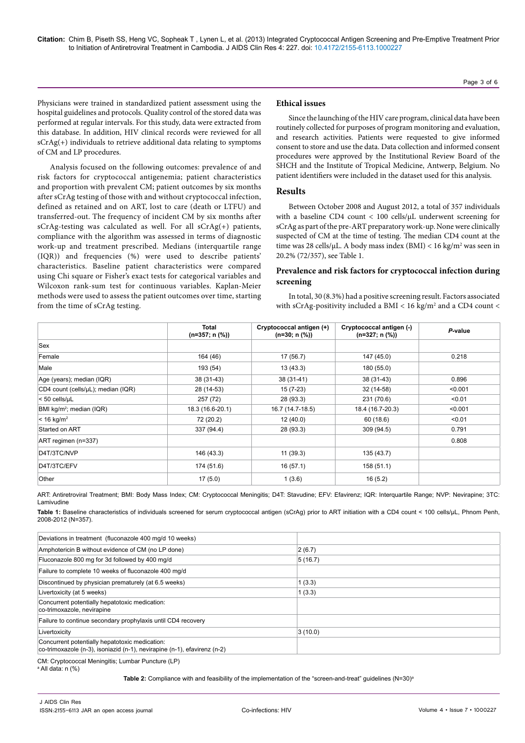Physicians were trained in standardized patient assessment using the hospital guidelines and protocols. Quality control of the stored data was performed at regular intervals. For this study, data were extracted from this database. In addition, HIV clinical records were reviewed for all sCrAg(+) individuals to retrieve additional data relating to symptoms of CM and LP procedures.

Analysis focused on the following outcomes: prevalence of and risk factors for cryptococcal antigenemia; patient characteristics and proportion with prevalent CM; patient outcomes by six months after sCrAg testing of those with and without cryptococcal infection, defined as retained and on ART, lost to care (death or LTFU) and transferred-out. The frequency of incident CM by six months after sCrAg-testing was calculated as well. For all sCrAg(+) patients, compliance with the algorithm was assessed in terms of diagnostic work-up and treatment prescribed. Medians (interquartile range (IQR)) and frequencies (%) were used to describe patients' characteristics. Baseline characteristics were compared using Chi square or Fisher's exact tests for categorical variables and Wilcoxon rank-sum test for continuous variables. Kaplan-Meier methods were used to assess the patient outcomes over time, starting from the time of sCrAg testing.

## Ethical issues

Since the launching of the HIV care program, clinical data have been routinely collected for purposes of program monitoring and evaluation, and research activities. Patients were requested to give informed consent to store and use the data. Data collection and informed consent procedures were approved by the Institutional Review Board of the SHCH and the Institute of Tropical Medicine, Antwerp, Belgium. No patient identifiers were included in the dataset used for this analysis.

## Results

Between October 2008 and August 2012, a total of 357 individuals with a baseline CD4 count < 100 cells/μL underwent screening for sCrAg as part of the pre-ART preparatory work-up. None were clinically suspected of CM at the time of testing. The median CD4 count at the time was 28 cells/μL. A body mass index (BMI) < 16 kg/m$^2$ was seen in 20.2% (72/357), see Table 1.

### Prevalence and risk factors for cryptococcal infection during screening

In total, 30 (8.3%) had a positive screening result. Factors associated with sCrAg-positivity included a BMI < 16 kg/m$^2$ and a CD4 count <

| | Total (n=357; n (%)) | Cryptococcal antigen (+) (n=30; n (%)) | Cryptococcal antigen (-) (n=327; n (%)) | *P*-value |
|---|---|---|---|---|
| Sex | | | | |
| Female | 164 (46) | 17 (56.7) | 147 (45.0) | 0.218 |
| Male | 193 (54) | 13 (43.3) | 180 (55.0) | |
| Age (years); median (IQR) | 38 (31-43) | 38 (31-41) | 38 (31-43) | 0.896 |
| CD4 count (cells/μL); median (IQR) | 28 (14-53) | 15 (7-23) | 32 (14-58) | <0.001 |
| < 50 cells/μL | 257 (72) | 28 (93.3) | 231 (70.6) | <0.01 |
| BMI kg/m$^2$; median (IQR) | 18.3 (16.6-20.1) | 16.7 (14.7-18.5) | 18.4 (16.7-20.3) | <0.001 |
| < 16 kg/m$^2$ | 72 (20.2) | 12 (40.0) | 60 (18.6) | <0.01 |
| Started on ART | 337 (94.4) | 28 (93.3) | 309 (94.5) | 0.791 |
| ART regimen (n=337) | | | | 0.808 |
| D4T/3TC/NVP | 146 (43.3) | 11 (39.3) | 135 (43.7) | |
| D4T/3TC/EFV | 174 (51.6) | 16 (57.1) | 158 (51.1) | |
| Other | 17 (5.0) | 1 (3.6) | 16 (5.2) | |

ART: Antiretroviral Treatment; BMI: Body Mass Index; CM: Cryptococcal Meningitis; D4T: Stavudine; EFV: Efavirenz; IQR: Interquartile Range; NVP: Nevirapine; 3TC: Lamivudine

**Table 1:** Baseline characteristics of individuals screened for serum cryptococcal antigen (sCrAg) prior to ART initiation with a CD4 count < 100 cells/μL, Phnom Penh, 2008-2012 (N=357).

| Deviations in treatment (fluconazole 400 mg/d 10 weeks) | |
|---|---|
| Amphotericin B without evidence of CM (no LP done) | 2 (6.7) |
| Fluconazole 800 mg for 3d followed by 400 mg/d | 5 (16.7) |
| Failure to complete 10 weeks of fluconazole 400 mg/d | |
| Discontinued by physician prematurely (at 6.5 weeks) | 1 (3.3) |
| Livertoxicity (at 5 weeks) | 1 (3.3) |
| Concurrent potentially hepatotoxic medication: co-trimoxazole, nevirapine | |
| Failure to continue secondary prophylaxis until CD4 recovery | |
| Livertoxicity | 3 (10.0) |
| Concurrent potentially hepatotoxic medication: co-trimoxazole (n-3), isoniazid (n-1), nevirapine (n-1), efavirenz (n-2) | |

CM: Cryptococcal Meningitis; Lumbar Puncture (LP)

[a] All data: n (%)

**Table 2:** Compliance with and feasibility of the implementation of the "screen-and-treat" guidelines (N=30)[a]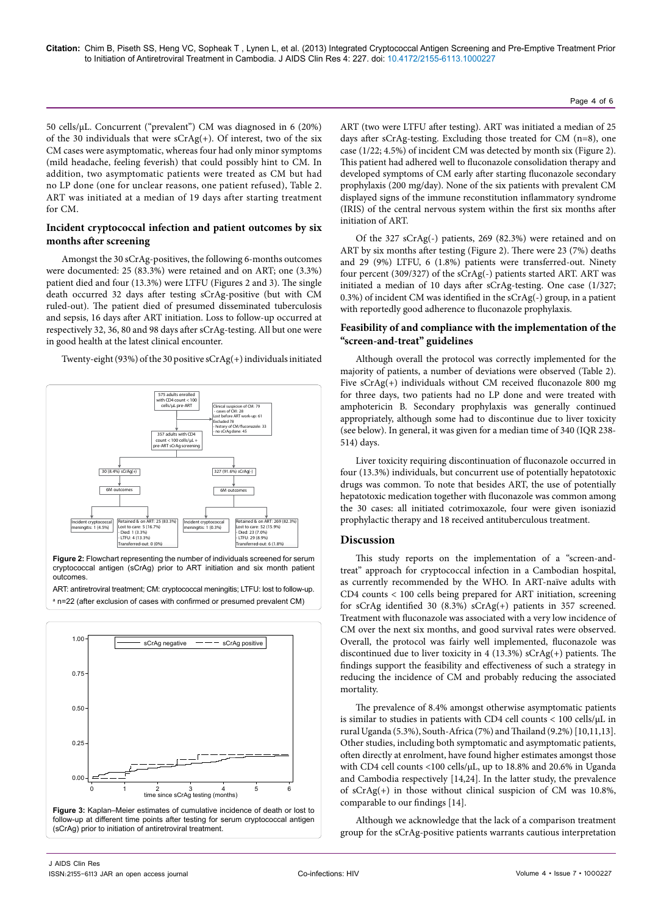50 cells/µL. Concurrent ("prevalent") CM was diagnosed in 6 (20%) of the 30 individuals that were sCrAg(+). Of interest, two of the six CM cases were asymptomatic, whereas four had only minor symptoms (mild headache, feeling feverish) that could possibly hint to CM. In addition, two asymptomatic patients were treated as CM but had no LP done (one for unclear reasons, one patient refused), Table 2. ART was initiated at a median of 19 days after starting treatment for CM.

### Incident cryptococcal infection and patient outcomes by six months after screening

Amongst the 30 sCrAg-positives, the following 6-months outcomes were documented: 25 (83.3%) were retained and on ART; one (3.3%) patient died and four (13.3%) were LTFU (Figures 2 and 3). The single death occurred 32 days after testing sCrAg-positive (but with CM ruled-out). The patient died of presumed disseminated tuberculosis and sepsis, 16 days after ART initiation. Loss to follow-up occurred at respectively 32, 36, 80 and 98 days after sCrAg-testing. All but one were in good health at the latest clinical encounter.

Twenty-eight (93%) of the 30 positive sCrAg(+) individuals initiated ART (two were LTFU after testing). ART was initiated a median of 25 days after sCrAg-testing. Excluding those treated for CM (n=8), one case (1/22; 4.5%) of incident CM was detected by month six (Figure 2). This patient had adhered well to fluconazole consolidation therapy and developed symptoms of CM early after starting fluconazole secondary prophylaxis (200 mg/day). None of the six patients with prevalent CM displayed signs of the immune reconstitution inflammatory syndrome (IRIS) of the central nervous system within the first six months after initiation of ART.

Of the 327 sCrAg(-) patients, 269 (82.3%) were retained and on ART by six months after testing (Figure 2). There were 23 (7%) deaths and 29 (9%) LTFU, 6 (1.8%) patients were transferred-out. Ninety four percent (309/327) of the sCrAg(-) patients started ART. ART was initiated a median of 10 days after sCrAg-testing. One case (1/327; 0.3%) of incident CM was identified in the sCrAg(-) group, in a patient with reportedly good adherence to fluconazole prophylaxis.

Figure 2: Flowchart representing the number of individuals screened for serum cryptococcal antigen (sCrAg) prior to ART initiation and six month patient outcomes.

ART: antiretroviral treatment; CM: cryptococcal meningitis; LTFU: lost to follow-up.
[a] n=22 (after exclusion of cases with confirmed or presumed prevalent CM)

Figure 3: Kaplan–Meier estimates of cumulative incidence of death or lost to follow-up at different time points after testing for serum cryptococcal antigen (sCrAg) prior to initiation of antiretroviral treatment.

### Feasibility of and compliance with the implementation of the "screen-and-treat" guidelines

Although overall the protocol was correctly implemented for the majority of patients, a number of deviations were observed (Table 2). Five sCrAg(+) individuals without CM received fluconazole 800 mg for three days, two patients had no LP done and were treated with amphotericin B. Secondary prophylaxis was generally continued appropriately, although some had to discontinue due to liver toxicity (see below). In general, it was given for a median time of 340 (IQR 238-514) days.

Liver toxicity requiring discontinuation of fluconazole occurred in four (13.3%) individuals, but concurrent use of potentially hepatotoxic drugs was common. To note that besides ART, the use of potentially hepatotoxic medication together with fluconazole was common among the 30 cases: all initiated cotrimoxazole, four were given isoniazid prophylactic therapy and 18 received antituberculous treatment.

## Discussion

This study reports on the implementation of a "screen-and-treat" approach for cryptococcal infection in a Cambodian hospital, as currently recommended by the WHO. In ART-naïve adults with CD4 counts < 100 cells being prepared for ART initiation, screening for sCrAg identified 30 (8.3%) sCrAg(+) patients in 357 screened. Treatment with fluconazole was associated with a very low incidence of CM over the next six months, and good survival rates were observed. Overall, the protocol was fairly well implemented, fluconazole was discontinued due to liver toxicity in 4 (13.3%) sCrAg(+) patients. The findings support the feasibility and effectiveness of such a strategy in reducing the incidence of CM and probably reducing the associated mortality.

The prevalence of 8.4% amongst otherwise asymptomatic patients is similar to studies in patients with CD4 cell counts < 100 cells/µL in rural Uganda (5.3%), South-Africa (7%) and Thailand (9.2%) [10,11,13]. Other studies, including both symptomatic and asymptomatic patients, often directly at enrolment, have found higher estimates amongst those with CD4 cell counts <100 cells/µL, up to 18.8% and 20.6% in Uganda and Cambodia respectively [14,24]. In the latter study, the prevalence of sCrAg(+) in those without clinical suspicion of CM was 10.8%, comparable to our findings [14].

Although we acknowledge that the lack of a comparison treatment group for the sCrAg-positive patients warrants cautious interpretation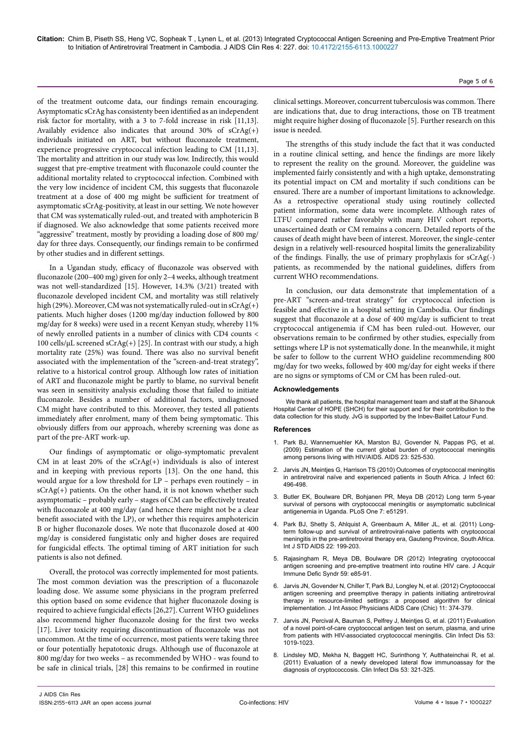of the treatment outcome data, our findings remain encouraging. Asymptomatic sCrAg has consistenty been identified as an independent risk factor for mortality, with a 3 to 7-fold increase in risk [11,13]. Availably evidence also indicates that around 30% of sCrAg(+) individuals initiated on ART, but without fluconazole treatment, experience progressive cryptococcal infection leading to CM [11,13]. The mortality and attrition in our study was low. Indirectly, this would suggest that pre-emptive treatment with fluconazole could counter the additional mortality related to cryptococcal infection. Combined with the very low incidence of incident CM, this suggests that fluconazole treatment at a dose of 400 mg might be sufficient for treatment of asymptomatic sCrAg-positivity, at least in our setting. We note however that CM was systematically ruled-out, and treated with amphotericin B if diagnosed. We also acknowledge that some patients received more "aggressive" treatment, mostly by providing a loading dose of 800 mg/day for three days. Consequently, our findings remain to be confirmed by other studies and in different settings.

In a Ugandan study, efficacy of fluconazole was observed with fluconazole (200–400 mg) given for only 2–4 weeks, although treatment was not well-standardized [15]. However, 14.3% (3/21) treated with fluconazole developed incident CM, and mortality was still relatively high (29%). Moreover, CM was not systematically ruled-out in sCrAg(+) patients. Much higher doses (1200 mg/day induction followed by 800 mg/day for 8 weeks) were used in a recent Kenyan study, whereby 11% of newly enrolled patients in a number of clinics with CD4 counts < 100 cells/μL screened sCrAg(+) [25]. In contrast with our study, a high mortality rate (25%) was found. There was also no survival benefit associated with the implementation of the "screen-and-treat strategy", relative to a historical control group. Although low rates of initiation of ART and fluconazole might be partly to blame, no survival benefit was seen in sensitivity analysis excluding those that failed to initiate fluconazole. Besides a number of additional factors, undiagnosed CM might have contributed to this. Moreover, they tested all patients immediately after enrolment, many of them being symptomatic. This obviously differs from our approach, whereby screening was done as part of the pre-ART work-up.

Our findings of asymptomatic or oligo-symptomatic prevalent CM in at least 20% of the sCrAg(+) individuals is also of interest and in keeping with previous reports [13]. On the one hand, this would argue for a low threshold for LP – perhaps even routinely – in sCrAg(+) patients. On the other hand, it is not known whether such asymptomatic – probably early – stages of CM can be effectively treated with fluconazole at 400 mg/day (and hence there might not be a clear benefit associated with the LP), or whether this requires amphotericin B or higher fluconazole doses. We note that fluconazole dosed at 400 mg/day is considered fungistatic only and higher doses are required for fungicidal effects. The optimal timing of ART initiation for such patients is also not defined.

Overall, the protocol was correctly implemented for most patients. The most common deviation was the prescription of a fluconazole loading dose. We assume some physicians in the program preferred this option based on some evidence that higher fluconazole dosing is required to achieve fungicidal effects [26,27]. Current WHO guidelines also recommend higher fluconazole dosing for the first two weeks [17]. Liver toxicity requiring discontinuation of fluconazole was not uncommon. At the time of occurrence, most patients were taking three or four potentially hepatotoxic drugs. Although use of fluconazole at 800 mg/day for two weeks – as recommended by WHO - was found to be safe in clinical trials, [28] this remains to be confirmed in routine clinical settings. Moreover, concurrent tuberculosis was common. There are indications that, due to drug interactions, those on TB treatment might require higher dosing of fluconazole [5]. Further research on this issue is needed.

The strengths of this study include the fact that it was conducted in a routine clinical setting, and hence the findings are more likely to represent the reality on the ground. Moreover, the guideline was implemented fairly consistently and with a high uptake, demonstrating its potential impact on CM and mortality if such conditions can be ensured. There are a number of important limitations to acknowledge. As a retrospective operational study using routinely collected patient information, some data were incomplete. Although rates of LTFU compared rather favorably with many HIV cohort reports, unascertained death or CM remains a concern. Detailed reports of the causes of death might have been of interest. Moreover, the single-center design in a relatively well-resourced hospital limits the generalizability of the findings. Finally, the use of primary prophylaxis for sCrAg(-) patients, as recommended by the national guidelines, differs from current WHO recommendations.

In conclusion, our data demonstrate that implementation of a pre-ART "screen-and-treat strategy" for cryptococcal infection is feasible and effective in a hospital setting in Cambodia. Our findings suggest that fluconazole at a dose of 400 mg/day is sufficient to treat cryptococcal antigenemia if CM has been ruled-out. However, our observations remain to be confirmed by other studies, especially from settings where LP is not systematically done. In the meanwhile, it might be safer to follow to the current WHO guideline recommending 800 mg/day for two weeks, followed by 400 mg/day for eight weeks if there are no signs or symptoms of CM or CM has been ruled-out.

### Acknowledgements

We thank all patients, the hospital management team and staff at the Sihanouk Hospital Center of HOPE (SHCH) for their support and for their contribution to the data collection for this study. JvG is supported by the Inbev-Baillet Latour Fund.

### References

1. Park BJ, Wannemuehler KA, Marston BJ, Govender N, Pappas PG, et al. (2009) Estimation of the current global burden of cryptococcal meningitis among persons living with HIV/AIDS. AIDS 23: 525-530.
2. Jarvis JN, Meintjes G, Harrison TS (2010) Outcomes of cryptococcal meningitis in antiretroviral naïve and experienced patients in South Africa. J Infect 60: 496-498.
3. Butler EK, Boulware DR, Bohjanen PR, Meya DB (2012) Long term 5-year survival of persons with cryptococcal meningitis or asymptomatic subclinical antigenemia in Uganda. PLoS One 7: e51291.
4. Park BJ, Shetty S, Ahlquist A, Greenbaum A, Miller JL, et al. (2011) Long-term follow-up and survival of antiretroviral-naive patients with cryptococcal meningitis in the pre-antiretroviral therapy era, Gauteng Province, South Africa. Int J STD AIDS 22: 199-203.
5. Rajasingham R, Meya DB, Boulware DR (2012) Integrating cryptococcal antigen screening and pre-emptive treatment into routine HIV care. J Acquir Immune Defic Syndr 59: e85-91.
6. Jarvis JN, Govender N, Chiller T, Park BJ, Longley N, et al. (2012) Cryptococcal antigen screening and preemptive therapy in patients initiating antiretroviral therapy in resource-limited settings: a proposed algorithm for clinical implementation. J Int Assoc Physicians AIDS Care (Chic) 11: 374-379.
7. Jarvis JN, Percival A, Bauman S, Pelfrey J, Meintjes G, et al. (2011) Evaluation of a novel point-of-care cryptococcal antigen test on serum, plasma, and urine from patients with HIV-associated cryptococcal meningitis. Clin Infect Dis 53: 1019-1023.
8. Lindsley MD, Mekha N, Baggett HC, Surinthong Y, Autthateinchai R, et al. (2011) Evaluation of a newly developed lateral flow immunoassay for the diagnosis of cryptococcosis. Clin Infect Dis 53: 321-325.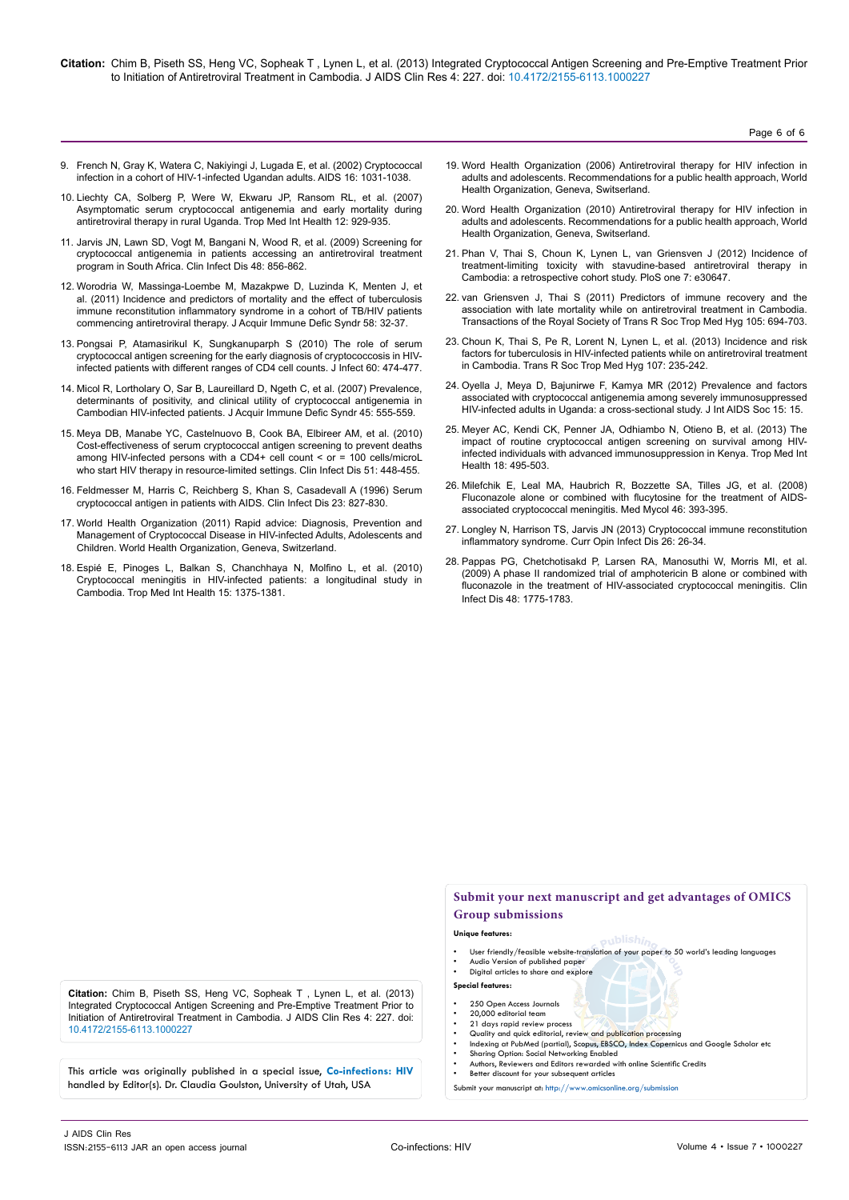9. French N, Gray K, Watera C, Nakiyingi J, Lugada E, et al. (2002) Cryptococcal infection in a cohort of HIV-1-infected Ugandan adults. AIDS 16: 1031-1038.

10. Liechty CA, Solberg P, Were W, Ekwaru JP, Ransom RL, et al. (2007) Asymptomatic serum cryptococcal antigenemia and early mortality during antiretroviral therapy in rural Uganda. Trop Med Int Health 12: 929-935.

11. Jarvis JN, Lawn SD, Vogt M, Bangani N, Wood R, et al. (2009) Screening for cryptococcal antigenemia in patients accessing an antiretroviral treatment program in South Africa. Clin Infect Dis 48: 856-862.

12. Worodria W, Massinga-Loembe M, Mazakpwe D, Luzinda K, Menten J, et al. (2011) Incidence and predictors of mortality and the effect of tuberculosis immune reconstitution inflammatory syndrome in a cohort of TB/HIV patients commencing antiretroviral therapy. J Acquir Immune Defic Syndr 58: 32-37.

13. Pongsai P, Atamasirikul K, Sungkanuparph S (2010) The role of serum cryptococcal antigen screening for the early diagnosis of cryptococcosis in HIV-infected patients with different ranges of CD4 cell counts. J Infect 60: 474-477.

14. Micol R, Lortholary O, Sar B, Laureillard D, Ngeth C, et al. (2007) Prevalence, determinants of positivity, and clinical utility of cryptococcal antigenemia in Cambodian HIV-infected patients. J Acquir Immune Defic Syndr 45: 555-559.

15. Meya DB, Manabe YC, Castelnuovo B, Cook BA, Elbireer AM, et al. (2010) Cost-effectiveness of serum cryptococcal antigen screening to prevent deaths among HIV-infected persons with a CD4+ cell count < or = 100 cells/microL who start HIV therapy in resource-limited settings. Clin Infect Dis 51: 448-455.

16. Feldmesser M, Harris C, Reichberg S, Khan S, Casadevall A (1996) Serum cryptococcal antigen in patients with AIDS. Clin Infect Dis 23: 827-830.

17. World Health Organization (2011) Rapid advice: Diagnosis, Prevention and Management of Cryptococcal Disease in HIV-infected Adults, Adolescents and Children. World Health Organization, Geneva, Switzerland.

18. Espié E, Pinoges L, Balkan S, Chanchhaya N, Molfino L, et al. (2010) Cryptococcal meningitis in HIV-infected patients: a longitudinal study in Cambodia. Trop Med Int Health 15: 1375-1381.

19. Word Health Organization (2006) Antiretroviral therapy for HIV infection in adults and adolescents. Recommendations for a public health approach, World Health Organization, Geneva, Switzerland.

20. Word Health Organization (2010) Antiretroviral therapy for HIV infection in adults and adolescents. Recommendations for a public health approach, World Health Organization, Geneva, Switzerland.

21. Phan V, Thai S, Choun K, Lynen L, van Griensven J (2012) Incidence of treatment-limiting toxicity with stavudine-based antiretroviral therapy in Cambodia: a retrospective cohort study. PloS one 7: e30647.

22. van Griensven J, Thai S (2011) Predictors of immune recovery and the association with late mortality while on antiretroviral treatment in Cambodia. Transactions of the Royal Society of Trans R Soc Trop Med Hyg 105: 694-703.

23. Choun K, Thai S, Pe R, Lorent N, Lynen L, et al. (2013) Incidence and risk factors for tuberculosis in HIV-infected patients while on antiretroviral treatment in Cambodia. Trans R Soc Trop Med Hyg 107: 235-242.

24. Oyella J, Meya D, Bajunirwe F, Kamya MR (2012) Prevalence and factors associated with cryptococcal antigenemia among severely immunosuppressed HIV-infected adults in Uganda: a cross-sectional study. J Int AIDS Soc 15: 15.

25. Meyer AC, Kendi CK, Penner JA, Odhiambo N, Otieno B, et al. (2013) The impact of routine cryptococcal antigen screening on survival among HIV-infected individuals with advanced immunosuppression in Kenya. Trop Med Int Health 18: 495-503.

26. Milefchik E, Leal MA, Haubrich R, Bozzette SA, Tilles JG, et al. (2008) Fluconazole alone or combined with flucytosine for the treatment of AIDS-associated cryptococcal meningitis. Med Mycol 46: 393-395.

27. Longley N, Harrison TS, Jarvis JN (2013) Cryptococcal immune reconstitution inflammatory syndrome. Curr Opin Infect Dis 26: 26-34.

28. Pappas PG, Chetchotisakd P, Larsen RA, Manosuthi W, Morris MI, et al. (2009) A phase II randomized trial of amphotericin B alone or combined with fluconazole in the treatment of HIV-associated cryptococcal meningitis. Clin Infect Dis 48: 1775-1783.

**Citation:** Chim B, Piseth SS, Heng VC, Sopheak T , Lynen L, et al. (2013) Integrated Cryptococcal Antigen Screening and Pre-Emptive Treatment Prior to Initiation of Antiretroviral Treatment in Cambodia. J AIDS Clin Res 4: 227. doi: 10.4172/2155-6113.1000227

This article was originally published in a special issue, **Co-infections: HIV** handled by Editor(s). Dr. Claudia Goulston, University of Utah, USA

**Submit your next manuscript and get advantages of OMICS Group submissions**

**Unique features:**

- User friendly/feasible website-translation of your paper to 50 world's leading languages
- Audio Version of published paper
- Digital articles to share and explore

**Special features:**

- 250 Open Access Journals
- 20,000 editorial team
- 21 days rapid review process
- Quality and quick editorial, review and publication processing
- Indexing at PubMed (partial), Scopus, EBSCO, Index Copernicus and Google Scholar etc
- Sharing Option: Social Networking Enabled
- Authors, Reviewers and Editors rewarded with online Scientific Credits
- Better discount for your subsequent articles

Submit your manuscript at: http://www.omicsonline.org/submission